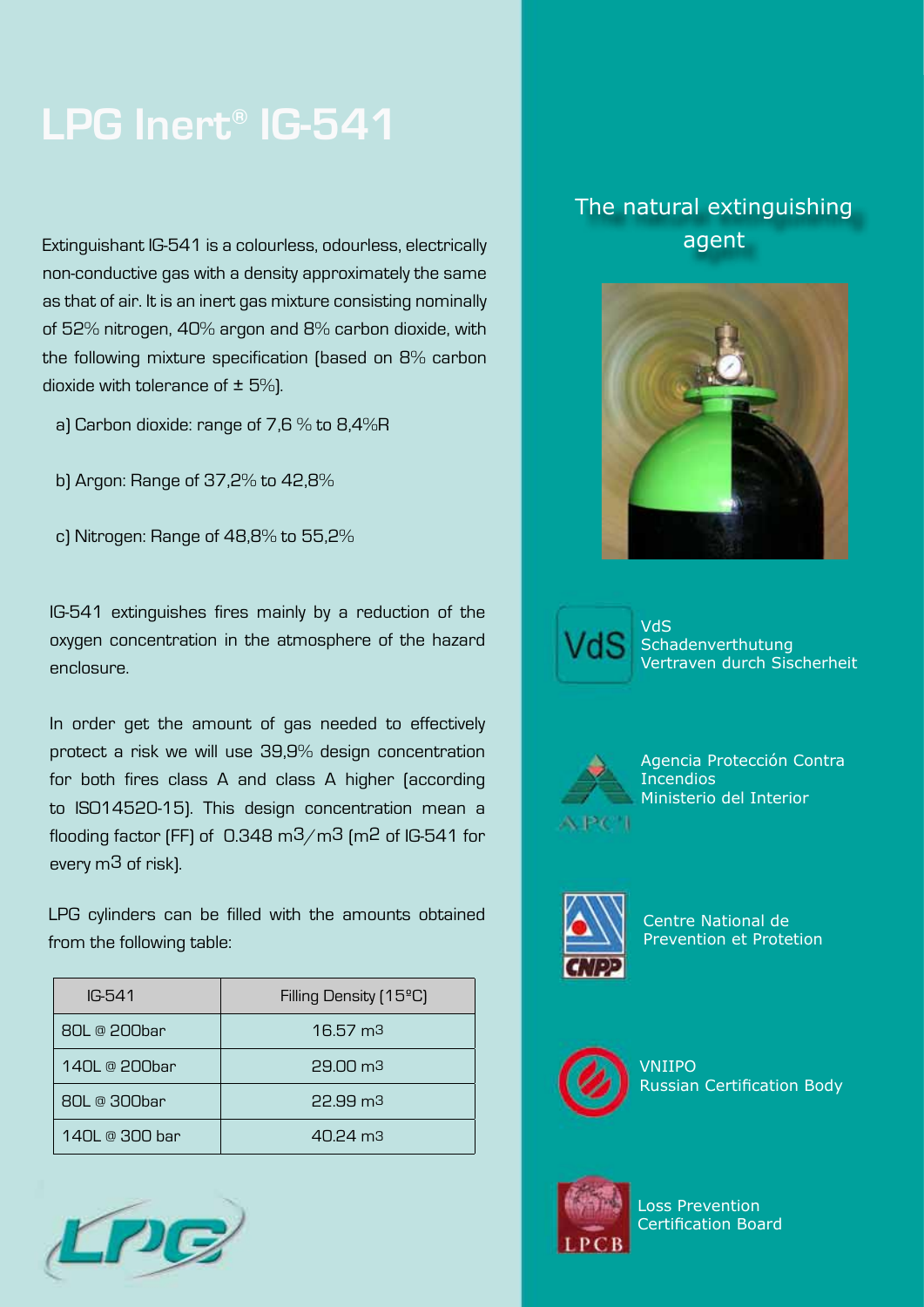# LPG Inert® IG-541

Extinguishant IG-541 is a colourless, odourless, electrically non-conductive gas with a density approximately the same as that of air. It is an inert gas mixture consisting nominally of 52% nitrogen, 40% argon and 8% carbon dioxide, with the following mixture specification (based on 8% carbon dioxide with tolerance of ± 5%).

a) Carbon dioxide: range of 7,6 % to 8,4%R

b) Argon: Range of 37,2% to 42,8%

c) Nitrogen: Range of 48,8% to 55,2%

IG-541 extinguishes fires mainly by a reduction of the oxygen concentration in the atmosphere of the hazard enclosure.

In order get the amount of gas needed to effectively protect a risk we will use 39,9% design concentration for both fires class A and class A higher (according to ISO14520-15). This design concentration mean a flooding factor (FF) of 0.348 $m^3/m^3$ ($m^2$ of IG-541 for every $m^3$ of risk).

LPG cylinders can be filled with the amounts obtained from the following table:

| IG-541 | Filling Density (15ºC) |
|---|---|
| 80L @ 200bar | 16.57 $m^3$ |
| 140L @ 200bar | 29.00 $m^3$ |
| 80L @ 300bar | 22.99 $m^3$ |
| 140L @ 300 bar | 40.24 $m^3$ |

## The natural extinguishing agent

VdS
Schadenverthutung
Vertraven durch Sischerheit

Agencia Protección Contra Incendios
Ministerio del Interior

Centre National de Prevention et Protetion

VNIIPO
Russian Certification Body

Loss Prevention Certification Board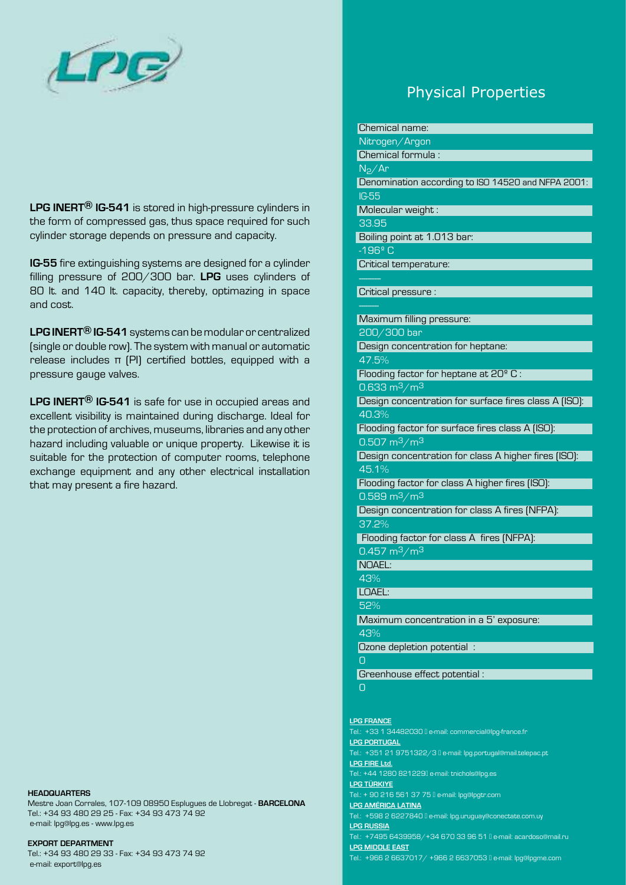LPG INERT® IG-541 is stored in high-pressure cylinders in the form of compressed gas, thus space required for such cylinder storage depends on pressure and capacity.

**IG-55** fire extinguishing systems are designed for a cylinder filling pressure of 200/300 bar. **LPG** uses cylinders of 80 lt. and 140 lt. capacity, thereby, optimazing in space and cost.

**LPG INERT® IG-541** systems can be modular or centralized (single or double row). The system with manual or automatic release includes π (PI) certified bottles, equipped with a pressure gauge valves.

**LPG INERT® IG-541** is safe for use in occupied areas and excellent visibility is maintained during discharge. Ideal for the protection of archives, museums, libraries and any other hazard including valuable or unique property. Likewise it is suitable for the protection of computer rooms, telephone exchange equipment and any other electrical installation that may present a fire hazard.

**HEADQUARTERS**
Mestre Joan Corrales, 107-109 08950 Esplugues de Llobregat - **BARCELONA**
Tel.: +34 93 480 29 25 - Fax: +34 93 473 74 92
e-mail: lpg@lpg.es - www.lpg.es

**EXPORT DEPARTMENT**
Tel.: +34 93 480 29 33 - Fax: +34 93 473 74 92
e-mail: export@lpg.es

## Physical Properties

| |
|---|
| Chemical name: |
| Nitrogen/Argon |
| Chemical formula : |
| $N_2/Ar$ |
| Denomination according to ISO 14520 and NFPA 2001: |
| IG-55 |
| Molecular weight : |
| 33.95 |
| Boiling point at 1.013 bar: |
| -196º C |
| Critical temperature: |
| —— |
| Critical pressure : |
| —— |
| Maximum filling pressure: |
| 200/300 bar |
| Design concentration for heptane: |
| 47.5% |
| Flooding factor for heptane at 20º C : |
| 0.633 $m^3/m^3$ |
| Design concentration for surface fires class A (ISO): |
| 40.3% |
| Flooding factor for surface fires class A (ISO): |
| 0.507 $m^3/m^3$ |
| Design concentration for class A higher fires (ISO): |
| 45.1% |
| Flooding factor for class A higher fires (ISO): |
| 0.589 $m^3/m^3$ |
| Design concentration for class A fires (NFPA): |
| 37.2% |
| Flooding factor for class A fires (NFPA): |
| 0.457 $m^3/m^3$ |
| NOAEL: |
| 43% |
| LOAEL: |
| 52% |
| Maximum concentration in a 5' exposure: |
| 43% |
| Ozone depletion potential : |
| 0 |
| Greenhouse effect potential : |
| 0 |

**LPG FRANCE**
Tel.: +33 1 34482030 e-mail: commercial@lpg-france.fr
**LPG PORTUGAL**
Tel.: +351 21 9751322/3 e-mail: lpg.portugal@mail.telepac.pt
**LPG FIRE Ltd.**
Tel.: +44 1280 821229 e-mail: tnichols@lpg.es
**LPG TÜRKIYE**
Tel.: + 90 216 561 37 75 e-mail: lpg@lpgtr.com
**LPG AMÉRICA LATINA**
Tel.: +598 2 6227840 e-mail: lpg.uruguay@conectate.com.uy
**LPG RUSSIA**
Tel.: +7495 6439958/+34 670 33 96 51 e-mail: acardoso@mail.ru
**LPG MIDDLE EAST**
Tel.: +966 2 6637017/ +966 2 6637053 e-mail: lpg@lpgme.com